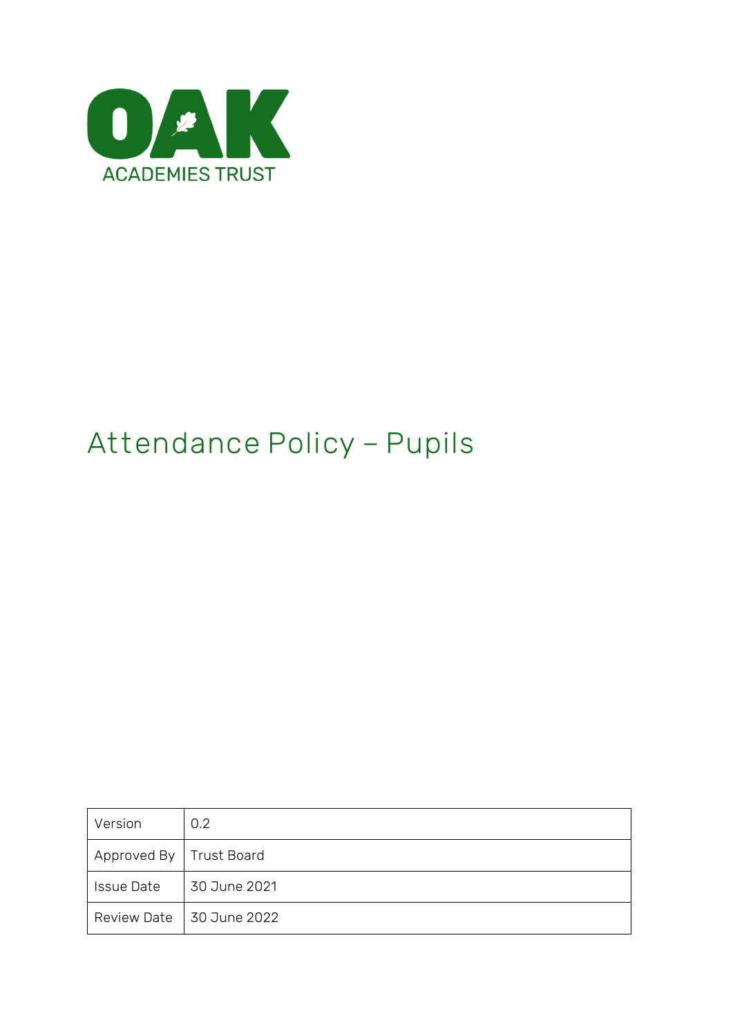OAK

ACADEMIES TRUST

# Attendance Policy – Pupils

| Version | 0.2 |
| --- | --- |
| Approved By | Trust Board |
| Issue Date | 30 June 2021 |
| Review Date | 30 June 2022 |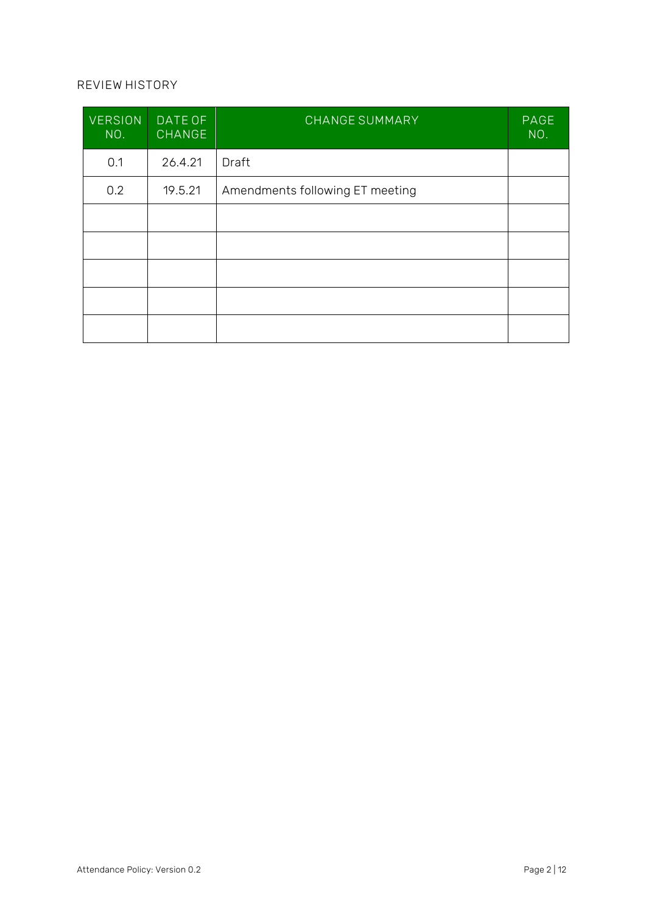## REVIEW HISTORY

| VERSION NO. | DATE OF CHANGE | CHANGE SUMMARY | PAGE NO. |
|---|---|---|---|
| 0.1 | 26.4.21 | Draft | |
| 0.2 | 19.5.21 | Amendments following ET meeting | |
| | | | |
| | | | |
| | | | |
| | | | |
| | | | |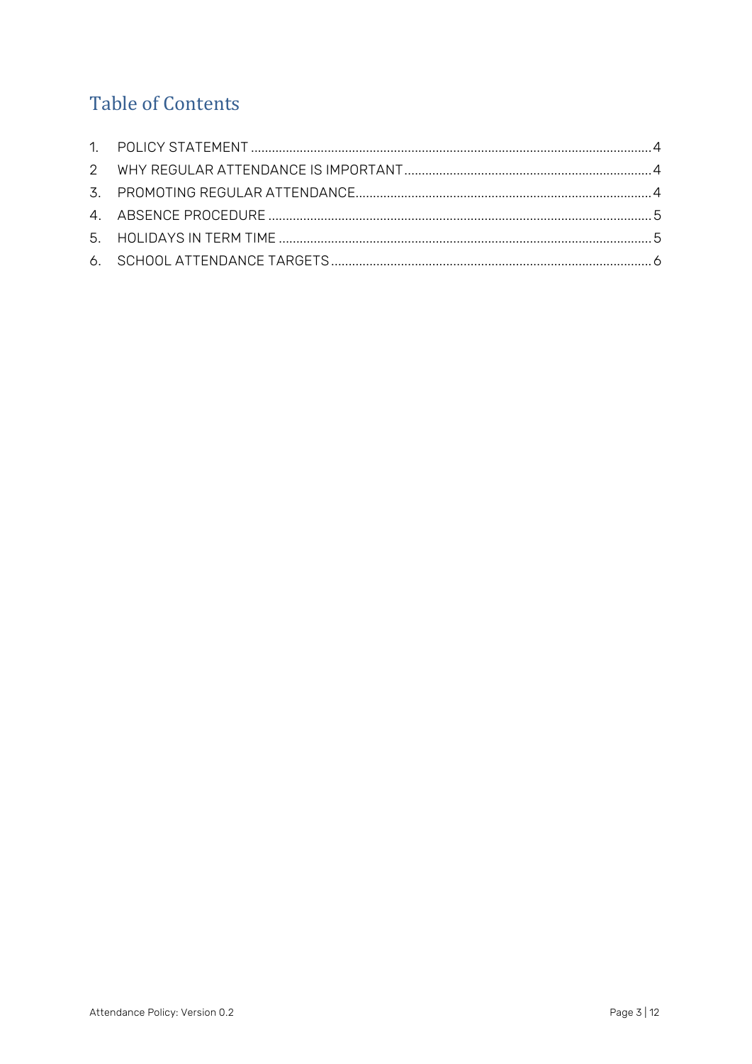# Table of Contents

1. POLICY STATEMENT .......... 4
2 WHY REGULAR ATTENDANCE IS IMPORTANT .......... 4
3. PROMOTING REGULAR ATTENDANCE .......... 4
4. ABSENCE PROCEDURE .......... 5
5. HOLIDAYS IN TERM TIME .......... 5
6. SCHOOL ATTENDANCE TARGETS .......... 6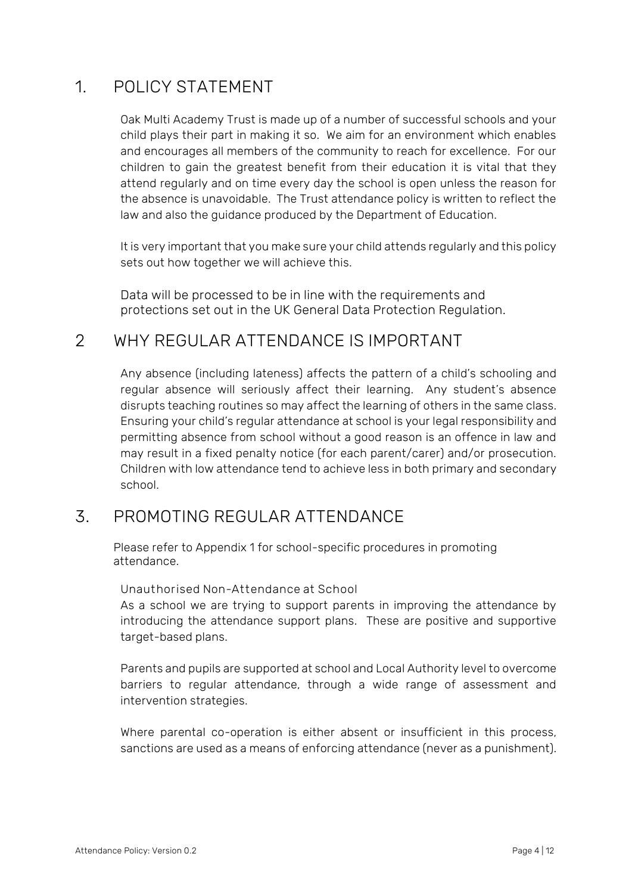## 1. POLICY STATEMENT

Oak Multi Academy Trust is made up of a number of successful schools and your child plays their part in making it so. We aim for an environment which enables and encourages all members of the community to reach for excellence. For our children to gain the greatest benefit from their education it is vital that they attend regularly and on time every day the school is open unless the reason for the absence is unavoidable. The Trust attendance policy is written to reflect the law and also the guidance produced by the Department of Education.

It is very important that you make sure your child attends regularly and this policy sets out how together we will achieve this.

Data will be processed to be in line with the requirements and protections set out in the UK General Data Protection Regulation.

## 2 WHY REGULAR ATTENDANCE IS IMPORTANT

Any absence (including lateness) affects the pattern of a child's schooling and regular absence will seriously affect their learning. Any student's absence disrupts teaching routines so may affect the learning of others in the same class. Ensuring your child's regular attendance at school is your legal responsibility and permitting absence from school without a good reason is an offence in law and may result in a fixed penalty notice (for each parent/carer) and/or prosecution. Children with low attendance tend to achieve less in both primary and secondary school.

## 3. PROMOTING REGULAR ATTENDANCE

Please refer to Appendix 1 for school-specific procedures in promoting attendance.

### Unauthorised Non-Attendance at School

As a school we are trying to support parents in improving the attendance by introducing the attendance support plans. These are positive and supportive target-based plans.

Parents and pupils are supported at school and Local Authority level to overcome barriers to regular attendance, through a wide range of assessment and intervention strategies.

Where parental co-operation is either absent or insufficient in this process, sanctions are used as a means of enforcing attendance (never as a punishment).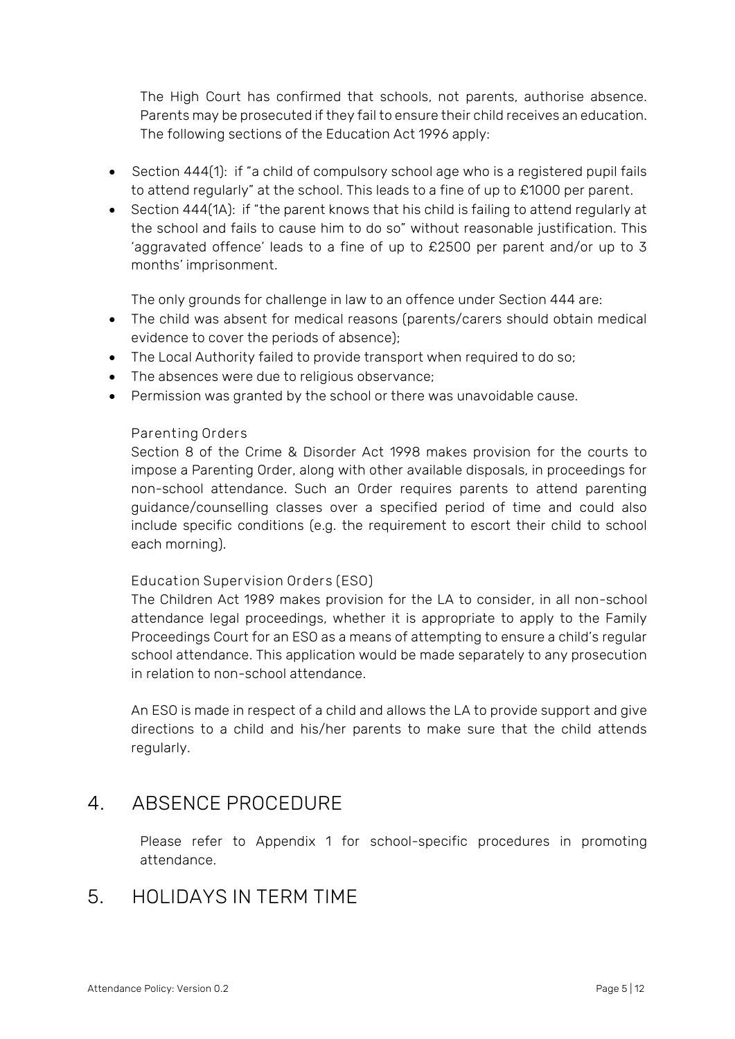The High Court has confirmed that schools, not parents, authorise absence. Parents may be prosecuted if they fail to ensure their child receives an education. The following sections of the Education Act 1996 apply:

- Section 444(1): if "a child of compulsory school age who is a registered pupil fails to attend regularly" at the school. This leads to a fine of up to £1000 per parent.
- Section 444(1A): if "the parent knows that his child is failing to attend regularly at the school and fails to cause him to do so" without reasonable justification. This 'aggravated offence' leads to a fine of up to £2500 per parent and/or up to 3 months' imprisonment.

The only grounds for challenge in law to an offence under Section 444 are:

- The child was absent for medical reasons (parents/carers should obtain medical evidence to cover the periods of absence);
- The Local Authority failed to provide transport when required to do so;
- The absences were due to religious observance;
- Permission was granted by the school or there was unavoidable cause.

### Parenting Orders

Section 8 of the Crime & Disorder Act 1998 makes provision for the courts to impose a Parenting Order, along with other available disposals, in proceedings for non-school attendance. Such an Order requires parents to attend parenting guidance/counselling classes over a specified period of time and could also include specific conditions (e.g. the requirement to escort their child to school each morning).

### Education Supervision Orders (ESO)

The Children Act 1989 makes provision for the LA to consider, in all non-school attendance legal proceedings, whether it is appropriate to apply to the Family Proceedings Court for an ESO as a means of attempting to ensure a child's regular school attendance. This application would be made separately to any prosecution in relation to non-school attendance.

An ESO is made in respect of a child and allows the LA to provide support and give directions to a child and his/her parents to make sure that the child attends regularly.

## 4. ABSENCE PROCEDURE

Please refer to Appendix 1 for school-specific procedures in promoting attendance.

## 5. HOLIDAYS IN TERM TIME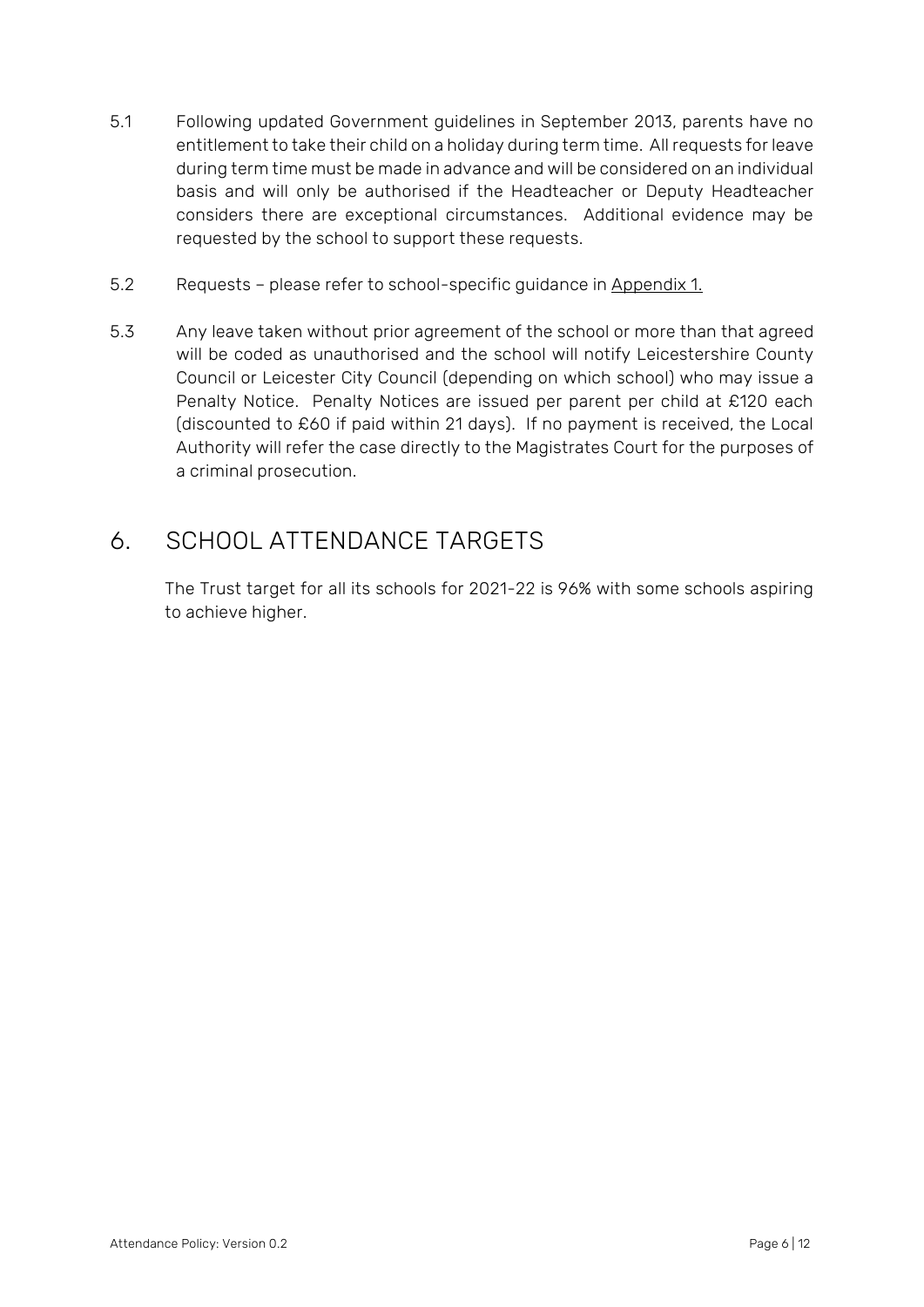5.1 Following updated Government guidelines in September 2013, parents have no entitlement to take their child on a holiday during term time. All requests for leave during term time must be made in advance and will be considered on an individual basis and will only be authorised if the Headteacher or Deputy Headteacher considers there are exceptional circumstances. Additional evidence may be requested by the school to support these requests.

5.2 Requests – please refer to school-specific guidance in Appendix 1.

5.3 Any leave taken without prior agreement of the school or more than that agreed will be coded as unauthorised and the school will notify Leicestershire County Council or Leicester City Council (depending on which school) who may issue a Penalty Notice. Penalty Notices are issued per parent per child at £120 each (discounted to £60 if paid within 21 days). If no payment is received, the Local Authority will refer the case directly to the Magistrates Court for the purposes of a criminal prosecution.

## 6. SCHOOL ATTENDANCE TARGETS

The Trust target for all its schools for 2021-22 is 96% with some schools aspiring to achieve higher.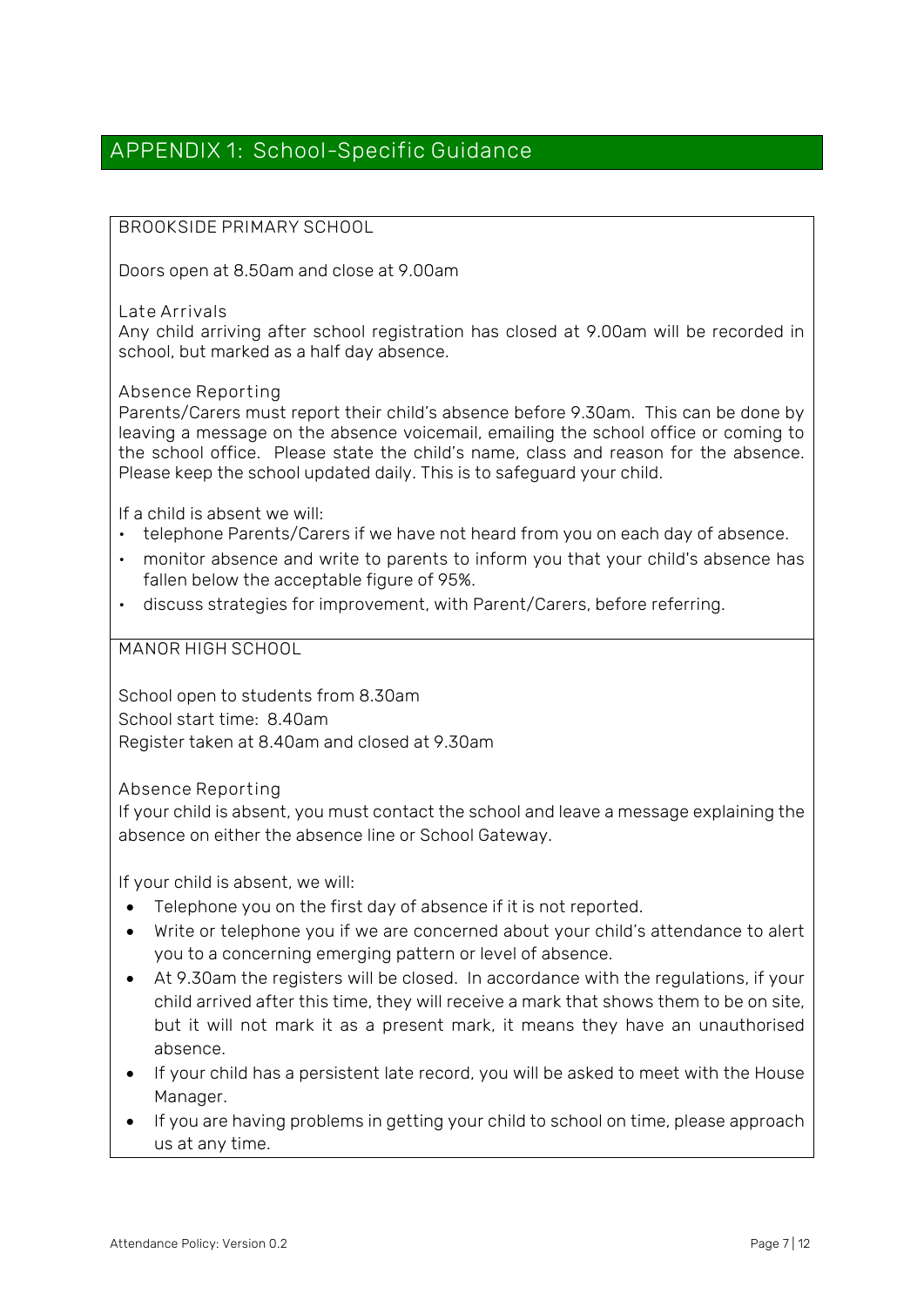## APPENDIX 1: School-Specific Guidance

### BROOKSIDE PRIMARY SCHOOL

Doors open at 8.50am and close at 9.00am

#### Late Arrivals

Any child arriving after school registration has closed at 9.00am will be recorded in school, but marked as a half day absence.

#### Absence Reporting

Parents/Carers must report their child's absence before 9.30am. This can be done by leaving a message on the absence voicemail, emailing the school office or coming to the school office. Please state the child's name, class and reason for the absence. Please keep the school updated daily. This is to safeguard your child.

If a child is absent we will:

- telephone Parents/Carers if we have not heard from you on each day of absence.
- monitor absence and write to parents to inform you that your child's absence has fallen below the acceptable figure of 95%.
- discuss strategies for improvement, with Parent/Carers, before referring.

### MANOR HIGH SCHOOL

School open to students from 8.30am
School start time: 8.40am
Register taken at 8.40am and closed at 9.30am

#### Absence Reporting

If your child is absent, you must contact the school and leave a message explaining the absence on either the absence line or School Gateway.

If your child is absent, we will:

- Telephone you on the first day of absence if it is not reported.
- Write or telephone you if we are concerned about your child's attendance to alert you to a concerning emerging pattern or level of absence.
- At 9.30am the registers will be closed. In accordance with the regulations, if your child arrived after this time, they will receive a mark that shows them to be on site, but it will not mark it as a present mark, it means they have an unauthorised absence.
- If your child has a persistent late record, you will be asked to meet with the House Manager.
- If you are having problems in getting your child to school on time, please approach us at any time.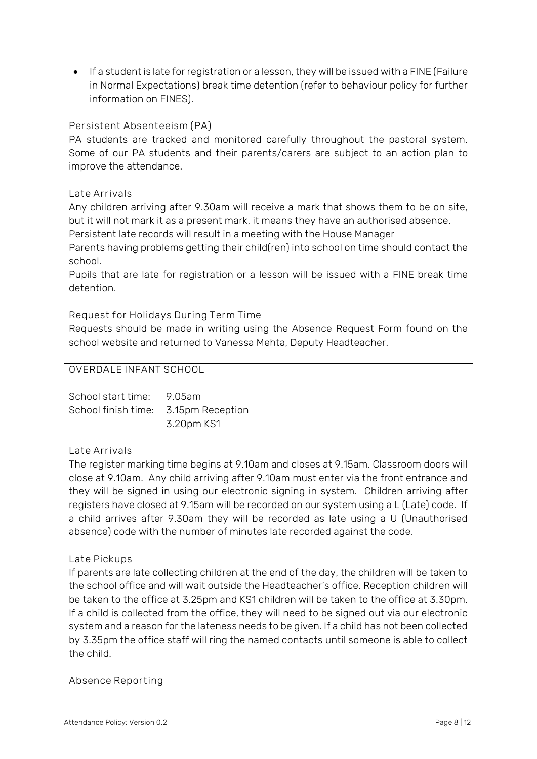- If a student is late for registration or a lesson, they will be issued with a FINE (Failure in Normal Expectations) break time detention (refer to behaviour policy for further information on FINES).

### Persistent Absenteeism (PA)

PA students are tracked and monitored carefully throughout the pastoral system. Some of our PA students and their parents/carers are subject to an action plan to improve the attendance.

### Late Arrivals

Any children arriving after 9.30am will receive a mark that shows them to be on site, but it will not mark it as a present mark, it means they have an authorised absence.
Persistent late records will result in a meeting with the House Manager
Parents having problems getting their child(ren) into school on time should contact the school.
Pupils that are late for registration or a lesson will be issued with a FINE break time detention.

### Request for Holidays During Term Time

Requests should be made in writing using the Absence Request Form found on the school website and returned to Vanessa Mehta, Deputy Headteacher.

## OVERDALE INFANT SCHOOL

School start time: 9.05am
School finish time: 3.15pm Reception
3.20pm KS1

### Late Arrivals

The register marking time begins at 9.10am and closes at 9.15am. Classroom doors will close at 9.10am. Any child arriving after 9.10am must enter via the front entrance and they will be signed in using our electronic signing in system. Children arriving after registers have closed at 9.15am will be recorded on our system using a L (Late) code. If a child arrives after 9.30am they will be recorded as late using a U (Unauthorised absence) code with the number of minutes late recorded against the code.

### Late Pickups

If parents are late collecting children at the end of the day, the children will be taken to the school office and will wait outside the Headteacher's office. Reception children will be taken to the office at 3.25pm and KS1 children will be taken to the office at 3.30pm. If a child is collected from the office, they will need to be signed out via our electronic system and a reason for the lateness needs to be given. If a child has not been collected by 3.35pm the office staff will ring the named contacts until someone is able to collect the child.

### Absence Reporting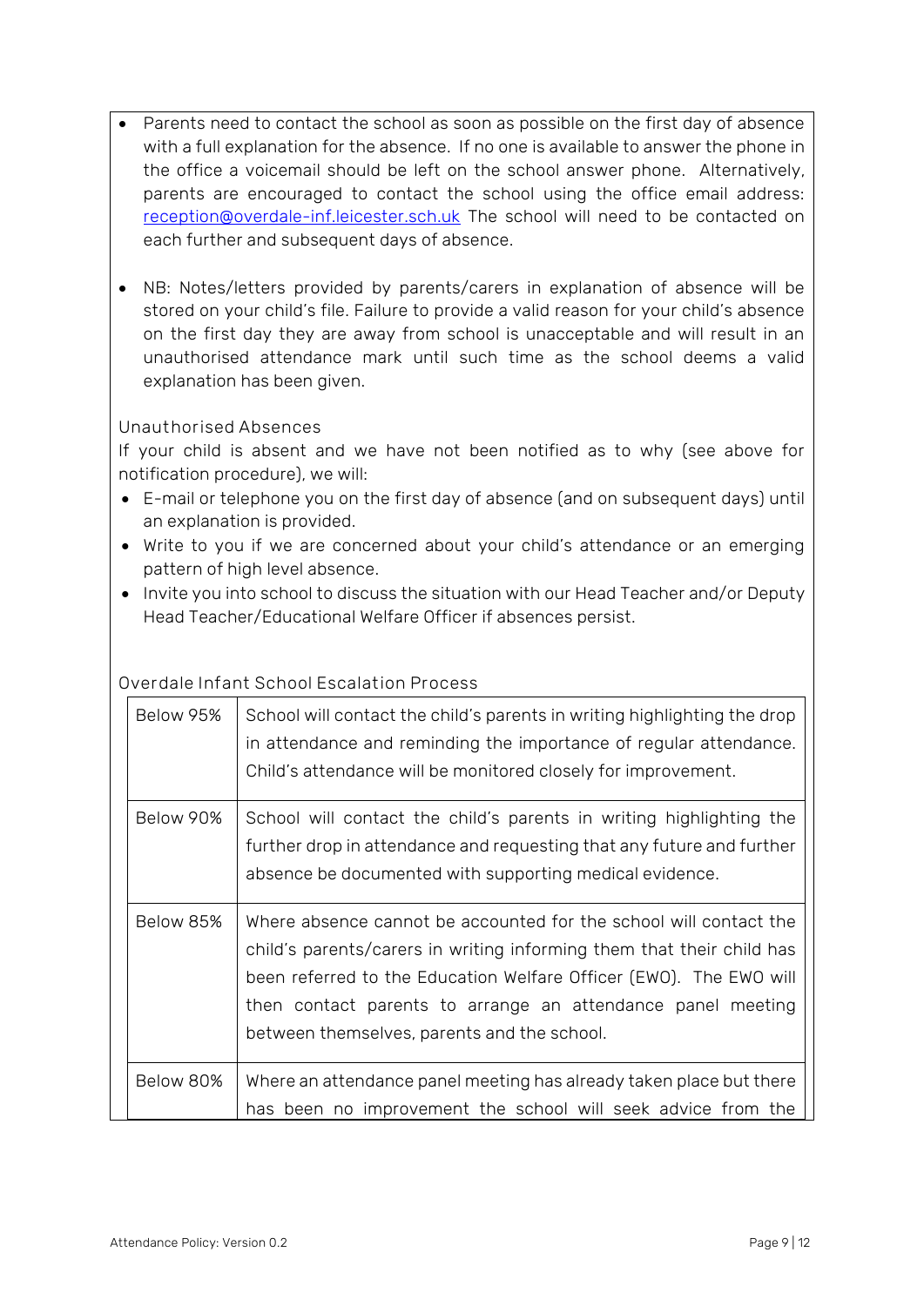- Parents need to contact the school as soon as possible on the first day of absence with a full explanation for the absence. If no one is available to answer the phone in the office a voicemail should be left on the school answer phone. Alternatively, parents are encouraged to contact the school using the office email address: [reception@overdale-inf.leicester.sch.uk](mailto:reception@overdale-inf.leicester.sch.uk) The school will need to be contacted on each further and subsequent days of absence.

- NB: Notes/letters provided by parents/carers in explanation of absence will be stored on your child's file. Failure to provide a valid reason for your child's absence on the first day they are away from school is unacceptable and will result in an unauthorised attendance mark until such time as the school deems a valid explanation has been given.

### Unauthorised Absences

If your child is absent and we have not been notified as to why (see above for notification procedure), we will:

- E-mail or telephone you on the first day of absence (and on subsequent days) until an explanation is provided.
- Write to you if we are concerned about your child's attendance or an emerging pattern of high level absence.
- Invite you into school to discuss the situation with our Head Teacher and/or Deputy Head Teacher/Educational Welfare Officer if absences persist.

### Overdale Infant School Escalation Process

| | |
|---|---|
| Below 95% | School will contact the child's parents in writing highlighting the drop in attendance and reminding the importance of regular attendance. Child's attendance will be monitored closely for improvement. |
| Below 90% | School will contact the child's parents in writing highlighting the further drop in attendance and requesting that any future and further absence be documented with supporting medical evidence. |
| Below 85% | Where absence cannot be accounted for the school will contact the child's parents/carers in writing informing them that their child has been referred to the Education Welfare Officer (EWO). The EWO will then contact parents to arrange an attendance panel meeting between themselves, parents and the school. |
| Below 80% | Where an attendance panel meeting has already taken place but there has been no improvement the school will seek advice from the |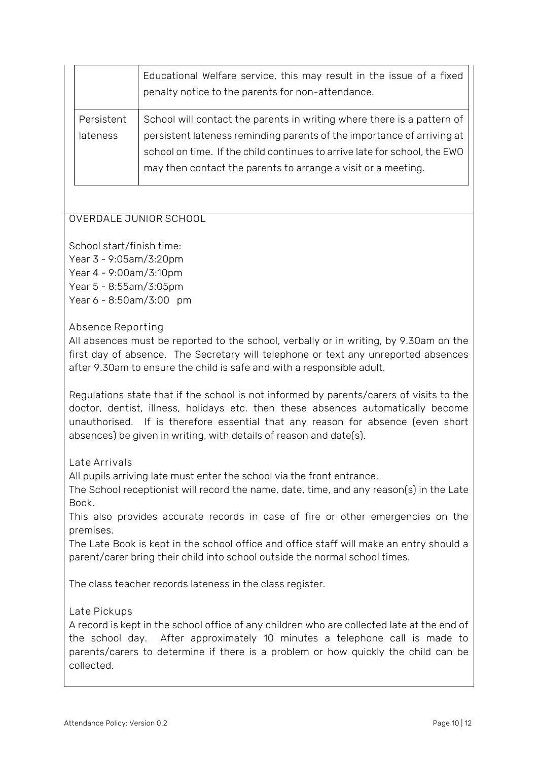| | |
|---|---|
| | Educational Welfare service, this may result in the issue of a fixed penalty notice to the parents for non-attendance. |
| Persistent lateness | School will contact the parents in writing where there is a pattern of persistent lateness reminding parents of the importance of arriving at school on time. If the child continues to arrive late for school, the EWO may then contact the parents to arrange a visit or a meeting. |

## OVERDALE JUNIOR SCHOOL

School start/finish time:
Year 3 - 9:05am/3:20pm
Year 4 - 9:00am/3:10pm
Year 5 - 8:55am/3:05pm
Year 6 - 8:50am/3:00 pm

### Absence Reporting

All absences must be reported to the school, verbally or in writing, by 9.30am on the first day of absence. The Secretary will telephone or text any unreported absences after 9.30am to ensure the child is safe and with a responsible adult.

Regulations state that if the school is not informed by parents/carers of visits to the doctor, dentist, illness, holidays etc. then these absences automatically become unauthorised. If is therefore essential that any reason for absence (even short absences) be given in writing, with details of reason and date(s).

### Late Arrivals

All pupils arriving late must enter the school via the front entrance.
The School receptionist will record the name, date, time, and any reason(s) in the Late Book.
This also provides accurate records in case of fire or other emergencies on the premises.
The Late Book is kept in the school office and office staff will make an entry should a parent/carer bring their child into school outside the normal school times.

The class teacher records lateness in the class register.

### Late Pickups

A record is kept in the school office of any children who are collected late at the end of the school day. After approximately 10 minutes a telephone call is made to parents/carers to determine if there is a problem or how quickly the child can be collected.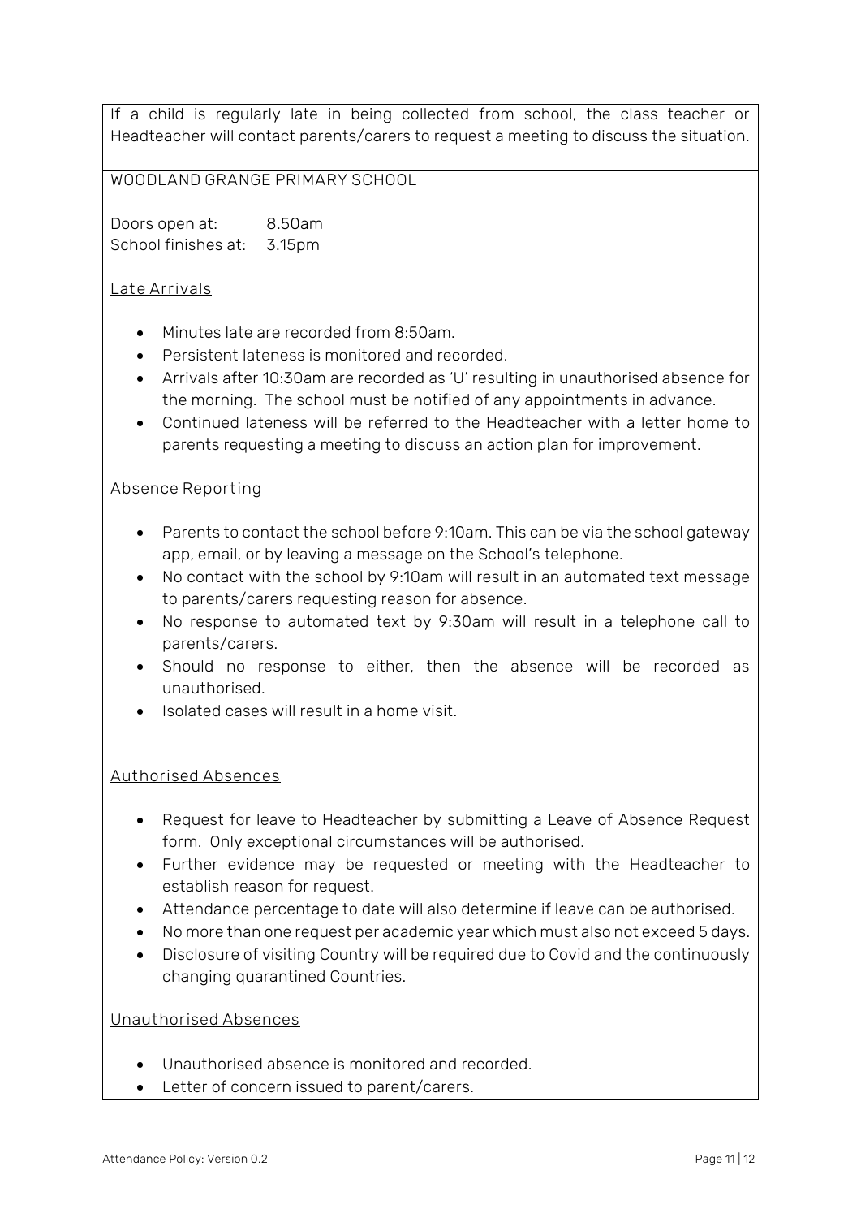If a child is regularly late in being collected from school, the class teacher or Headteacher will contact parents/carers to request a meeting to discuss the situation.

WOODLAND GRANGE PRIMARY SCHOOL

Doors open at: 8.50am
School finishes at: 3.15pm

Late Arrivals

- Minutes late are recorded from 8:50am.
- Persistent lateness is monitored and recorded.
- Arrivals after 10:30am are recorded as 'U' resulting in unauthorised absence for the morning. The school must be notified of any appointments in advance.
- Continued lateness will be referred to the Headteacher with a letter home to parents requesting a meeting to discuss an action plan for improvement.

Absence Reporting

- Parents to contact the school before 9:10am. This can be via the school gateway app, email, or by leaving a message on the School's telephone.
- No contact with the school by 9:10am will result in an automated text message to parents/carers requesting reason for absence.
- No response to automated text by 9:30am will result in a telephone call to parents/carers.
- Should no response to either, then the absence will be recorded as unauthorised.
- Isolated cases will result in a home visit.

Authorised Absences

- Request for leave to Headteacher by submitting a Leave of Absence Request form. Only exceptional circumstances will be authorised.
- Further evidence may be requested or meeting with the Headteacher to establish reason for request.
- Attendance percentage to date will also determine if leave can be authorised.
- No more than one request per academic year which must also not exceed 5 days.
- Disclosure of visiting Country will be required due to Covid and the continuously changing quarantined Countries.

Unauthorised Absences

- Unauthorised absence is monitored and recorded.
- Letter of concern issued to parent/carers.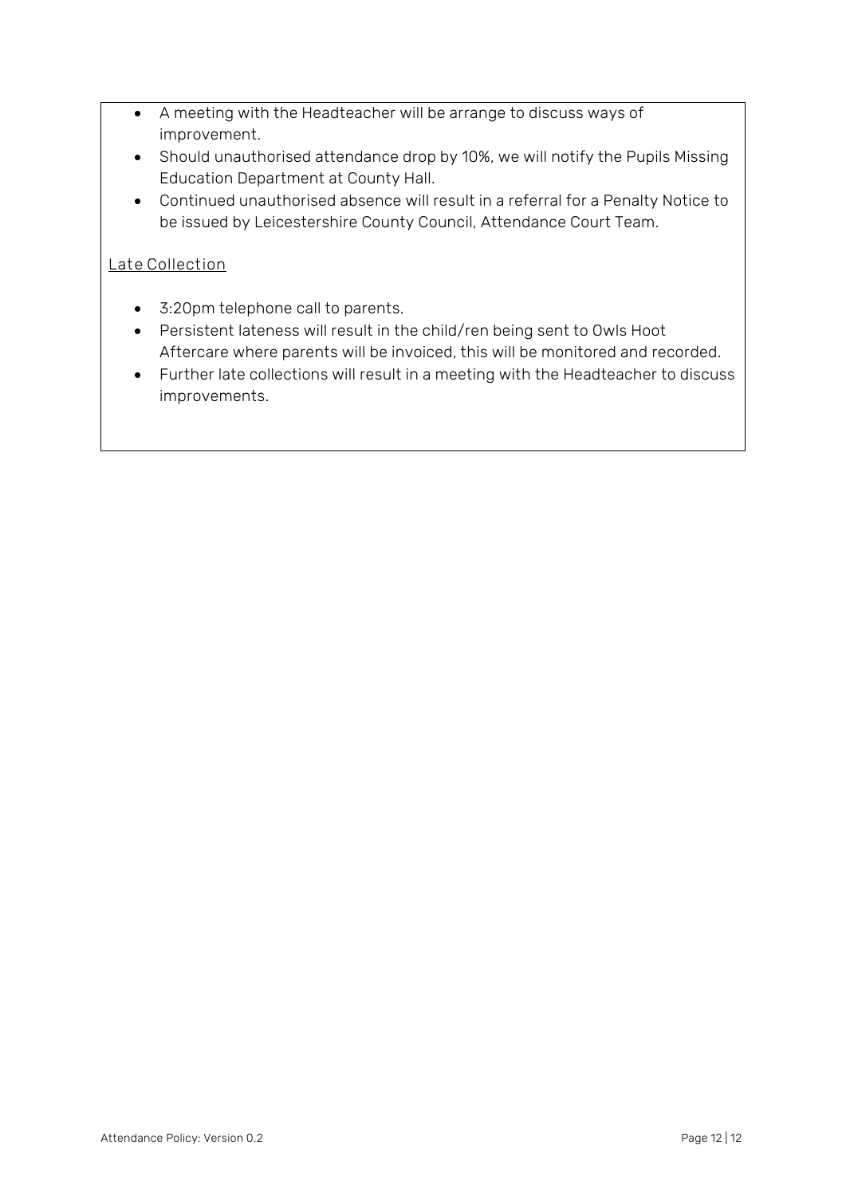- A meeting with the Headteacher will be arrange to discuss ways of improvement.
- Should unauthorised attendance drop by 10%, we will notify the Pupils Missing Education Department at County Hall.
- Continued unauthorised absence will result in a referral for a Penalty Notice to be issued by Leicestershire County Council, Attendance Court Team.

Late Collection

- 3:20pm telephone call to parents.
- Persistent lateness will result in the child/ren being sent to Owls Hoot Aftercare where parents will be invoiced, this will be monitored and recorded.
- Further late collections will result in a meeting with the Headteacher to discuss improvements.